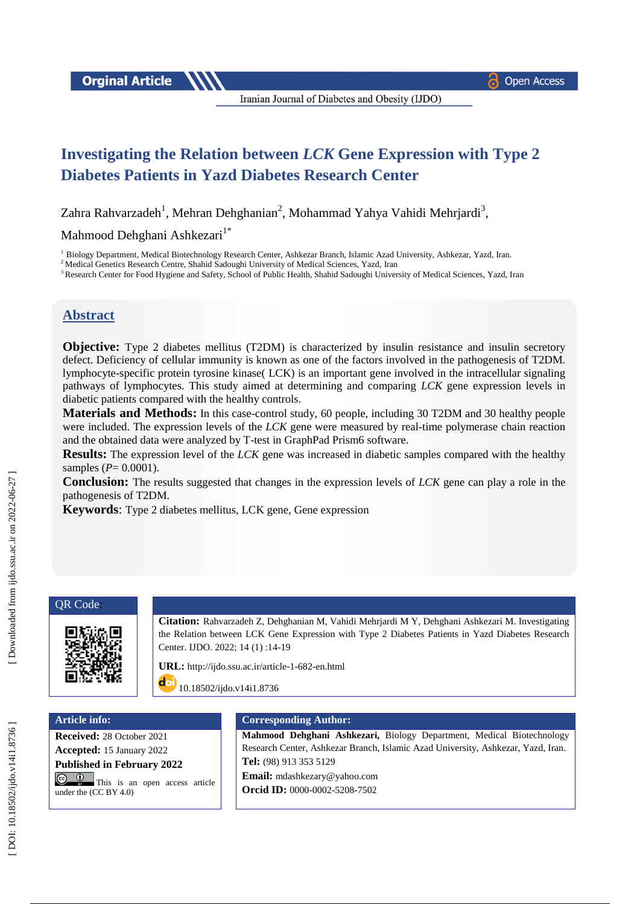# Investigating the Relation between *LCK* Gene Expression with Type 2 Diabetes Patients in Yazd Diabetes Research Center

Zahra Rahvarzadeh[1], Mehran Dehghanian[2], Mohammad Yahya Vahidi Mehrjardi[3], Mahmood Dehghani Ashkezari[1*]

[1] Biology Department, Medical Biotechnology Research Center, Ashkezar Branch, Islamic Azad University, Ashkezar, Yazd, Iran.
[2] Medical Genetics Research Centre, Shahid Sadoughi University of Medical Sciences, Yazd, Iran
[3] Research Center for Food Hygiene and Safety, School of Public Health, Shahid Sadoughi University of Medical Sciences, Yazd, Iran

## Abstract

**Objective:** Type 2 diabetes mellitus (T2DM) is characterized by insulin resistance and insulin secretory defect. Deficiency of cellular immunity is known as one of the factors involved in the pathogenesis of T2DM. lymphocyte-specific protein tyrosine kinase( LCK) is an important gene involved in the intracellular signaling pathways of lymphocytes. This study aimed at determining and comparing *LCK* gene expression levels in diabetic patients compared with the healthy controls.

**Materials and Methods:** In this case-control study, 60 people, including 30 T2DM and 30 healthy people were included. The expression levels of the *LCK* gene were measured by real-time polymerase chain reaction and the obtained data were analyzed by T-test in GraphPad Prism6 software.

**Results:** The expression level of the *LCK* gene was increased in diabetic samples compared with the healthy samples ($P$= 0.0001).

**Conclusion:** The results suggested that changes in the expression levels of *LCK* gene can play a role in the pathogenesis of T2DM.

**Keywords**: Type 2 diabetes mellitus, LCK gene, Gene expression

**Citation:** Rahvarzadeh Z, Dehghanian M, Vahidi Mehrjardi M Y, Dehghani Ashkezari M. Investigating the Relation between LCK Gene Expression with Type 2 Diabetes Patients in Yazd Diabetes Research Center. IJDO. 2022; 14 (1) :14-19

**URL:** http://ijdo.ssu.ac.ir/article-1-682-en.html

10.18502/ijdo.v14i1.8736

**Article info:**

**Received:** 28 October 2021
**Accepted:** 15 January 2022
**Published in February 2022**

This is an open access article under the (CC BY 4.0)

**Corresponding Author:**

**Mahmood Dehghani Ashkezari,** Biology Department, Medical Biotechnology Research Center, Ashkezar Branch, Islamic Azad University, Ashkezar, Yazd, Iran.
**Tel:** (98) 913 353 5129
**Email:** mdashkezary@yahoo.com
**Orcid ID:** 0000-0002-5208-7502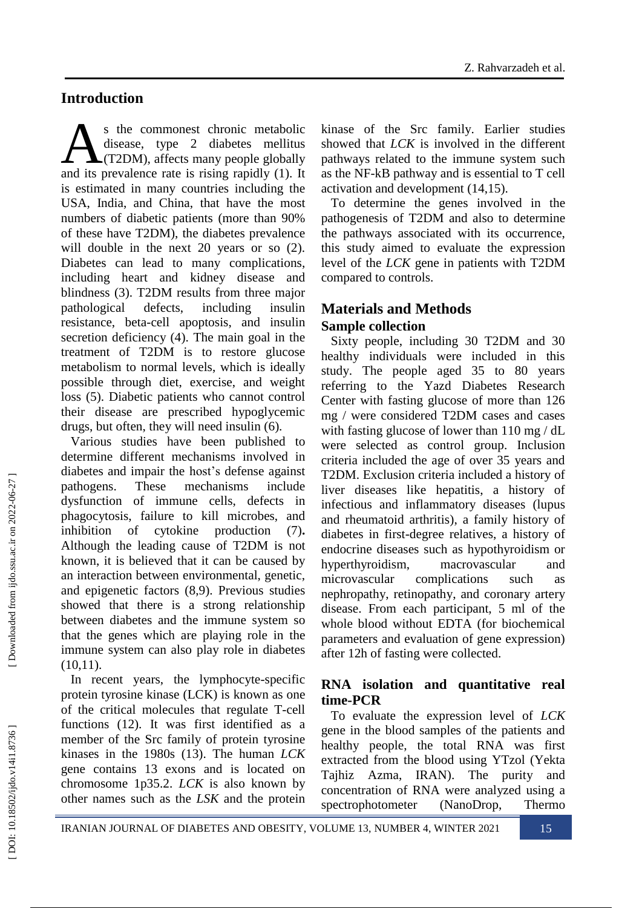## Introduction

As the commonest chronic metabolic disease, type 2 diabetes mellitus (T2DM), affects many people globally and its prevalence rate is rising rapidly (1). It is estimated in many countries including the USA, India, and China, that have the most numbers of diabetic patients (more than 90% of these have T2DM), the diabetes prevalence will double in the next 20 years or so (2). Diabetes can lead to many complications, including heart and kidney disease and blindness (3). T2DM results from three major pathological defects, including insulin resistance, beta-cell apoptosis, and insulin secretion deficiency (4). The main goal in the treatment of T2DM is to restore glucose metabolism to normal levels, which is ideally possible through diet, exercise, and weight loss (5). Diabetic patients who cannot control their disease are prescribed hypoglycemic drugs, but often, they will need insulin (6).

Various studies have been published to determine different mechanisms involved in diabetes and impair the host's defense against pathogens. These mechanisms include dysfunction of immune cells, defects in phagocytosis, failure to kill microbes, and inhibition of cytokine production (7). Although the leading cause of T2DM is not known, it is believed that it can be caused by an interaction between environmental, genetic, and epigenetic factors (8,9). Previous studies showed that there is a strong relationship between diabetes and the immune system so that the genes which are playing role in the immune system can also play role in diabetes (10,11).

In recent years, the lymphocyte-specific protein tyrosine kinase (LCK) is known as one of the critical molecules that regulate T-cell functions (12). It was first identified as a member of the Src family of protein tyrosine kinases in the 1980s (13). The human *LCK* gene contains 13 exons and is located on chromosome 1p35.2. *LCK* is also known by other names such as the *LSK* and the protein kinase of the Src family. Earlier studies showed that *LCK* is involved in the different pathways related to the immune system such as the NF-kB pathway and is essential to T cell activation and development (14,15).

To determine the genes involved in the pathogenesis of T2DM and also to determine the pathways associated with its occurrence, this study aimed to evaluate the expression level of the *LCK* gene in patients with T2DM compared to controls.

## Materials and Methods

### Sample collection

Sixty people, including 30 T2DM and 30 healthy individuals were included in this study. The people aged 35 to 80 years referring to the Yazd Diabetes Research Center with fasting glucose of more than 126 mg / were considered T2DM cases and cases with fasting glucose of lower than 110 mg / dL were selected as control group. Inclusion criteria included the age of over 35 years and T2DM. Exclusion criteria included a history of liver diseases like hepatitis, a history of infectious and inflammatory diseases (lupus and rheumatoid arthritis), a family history of diabetes in first-degree relatives, a history of endocrine diseases such as hypothyroidism or hyperthyroidism, macrovascular and microvascular complications such as nephropathy, retinopathy, and coronary artery disease. From each participant, 5 ml of the whole blood without EDTA (for biochemical parameters and evaluation of gene expression) after 12h of fasting were collected.

### RNA isolation and quantitative real time-PCR

To evaluate the expression level of *LCK* gene in the blood samples of the patients and healthy people, the total RNA was first extracted from the blood using YTzol (Yekta Tajhiz Azma, IRAN). The purity and concentration of RNA were analyzed using a spectrophotometer (NanoDrop, Thermo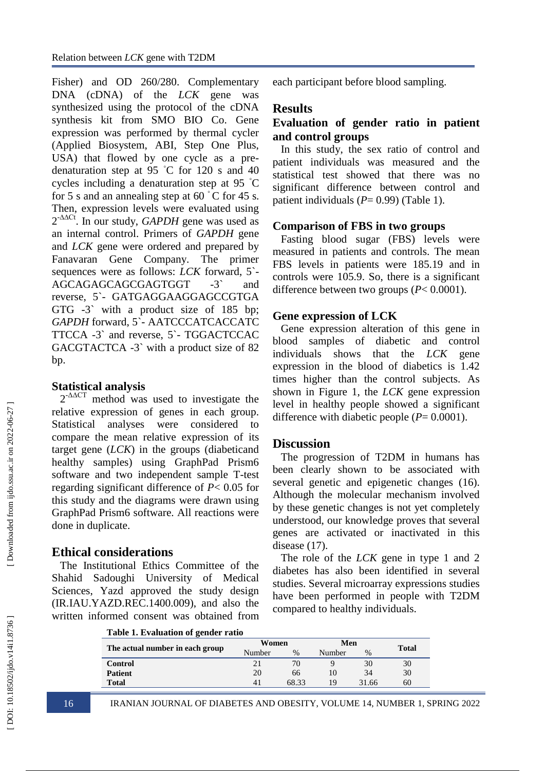Fisher) and OD 260/280. Complementary DNA (cDNA) of the *LCK* gene was synthesized using the protocol of the cDNA synthesis kit from SMO BIO Co. Gene expression was performed by thermal cycler (Applied Biosystem, ABI, Step One Plus, USA) that flowed by one cycle as a pre-denaturation step at 95 ˚C for 120 s and 40 cycles including a denaturation step at 95 ˚C for 5 s and an annealing step at 60 ˚C for 45 s. Then, expression levels were evaluated using $2^{-\Delta\Delta Ct}$. In our study, *GAPDH* gene was used as an internal control. Primers of *GAPDH* gene and *LCK* gene were ordered and prepared by Fanavaran Gene Company. The primer sequences were as follows: *LCK* forward, 5`- AGCAGAGCAGCGAGTGGT -3` and reverse, 5`- GATGAGGAAGGAGCCGTGA GTG -3` with a product size of 185 bp; *GAPDH* forward, 5`- AATCCCATCACCATC TTCCA -3` and reverse, 5`- TGGACTCCAC GACGTACTCA -3` with a product size of 82 bp.

## Statistical analysis

$2^{-\Delta\Delta CT}$ method was used to investigate the relative expression of genes in each group. Statistical analyses were considered to compare the mean relative expression of its target gene (*LCK*) in the groups (diabeticand healthy samples) using GraphPad Prism6 software and two independent sample T-test regarding significant difference of $P< 0.05$ for this study and the diagrams were drawn using GraphPad Prism6 software. All reactions were done in duplicate.

## Ethical considerations

The Institutional Ethics Committee of the Shahid Sadoughi University of Medical Sciences, Yazd approved the study design (IR.IAU.YAZD.REC.1400.009), and also the written informed consent was obtained from each participant before blood sampling.

## Results

### Evaluation of gender ratio in patient and control groups

In this study, the sex ratio of control and patient individuals was measured and the statistical test showed that there was no significant difference between control and patient individuals ($P= 0.99$) (Table 1).

### Comparison of FBS in two groups

Fasting blood sugar (FBS) levels were measured in patients and controls. The mean FBS levels in patients were 185.19 and in controls were 105.9. So, there is a significant difference between two groups ($P< 0.0001$).

### Gene expression of LCK

Gene expression alteration of this gene in blood samples of diabetic and control individuals shows that the *LCK* gene expression in the blood of diabetics is 1.42 times higher than the control subjects. As shown in Figure 1, the *LCK* gene expression level in healthy people showed a significant difference with diabetic people ($P= 0.0001$).

## Discussion

The progression of T2DM in humans has been clearly shown to be associated with several genetic and epigenetic changes (16). Although the molecular mechanism involved by these genetic changes is not yet completely understood, our knowledge proves that several genes are activated or inactivated in this disease (17).

The role of the *LCK* gene in type 1 and 2 diabetes has also been identified in several studies. Several microarray expressions studies have been performed in people with T2DM compared to healthy individuals.

**Table 1. Evaluation of gender ratio**

| The actual number in each group | Women | | Men | | Total |
|---|---|---|---|---|---|
| | Number | % | Number | % | |
| **Control** | 21 | 70 | 9 | 30 | 30 |
| **Patient** | 20 | 66 | 10 | 34 | 30 |
| **Total** | 41 | 68.33 | 19 | 31.66 | 60 |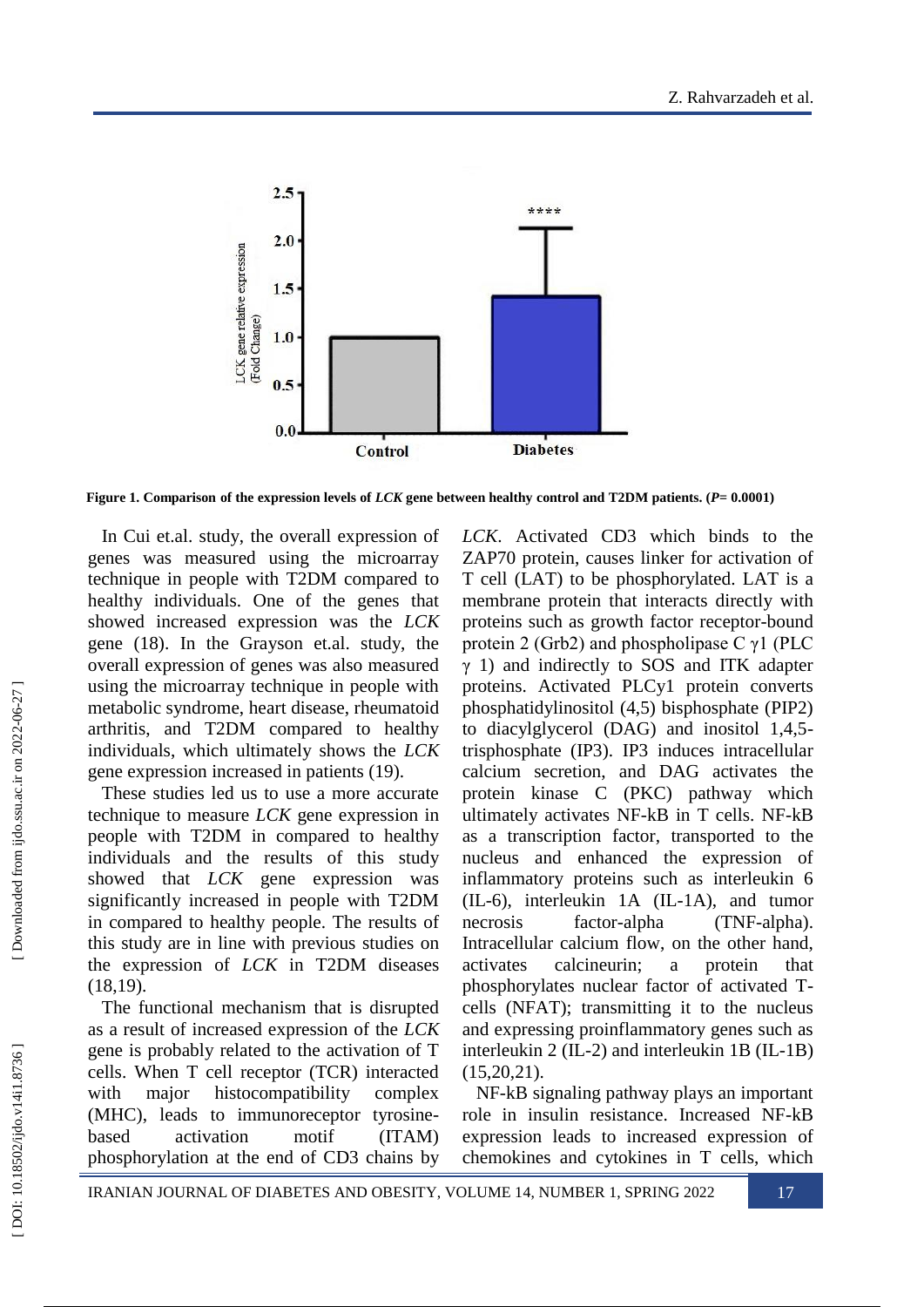**Figure 1. Comparison of the expression levels of *LCK* gene between healthy control and T2DM patients. (*P*= 0.0001)**

In Cui et.al. study, the overall expression of genes was measured using the microarray technique in people with T2DM compared to healthy individuals. One of the genes that showed increased expression was the *LCK* gene (18). In the Grayson et.al. study, the overall expression of genes was also measured using the microarray technique in people with metabolic syndrome, heart disease, rheumatoid arthritis, and T2DM compared to healthy individuals, which ultimately shows the *LCK* gene expression increased in patients (19).

These studies led us to use a more accurate technique to measure *LCK* gene expression in people with T2DM in compared to healthy individuals and the results of this study showed that *LCK* gene expression was significantly increased in people with T2DM in compared to healthy people. The results of this study are in line with previous studies on the expression of *LCK* in T2DM diseases (18,19).

The functional mechanism that is disrupted as a result of increased expression of the *LCK* gene is probably related to the activation of T cells. When T cell receptor (TCR) interacted with major histocompatibility complex (MHC), leads to immunoreceptor tyrosine-based activation motif (ITAM) phosphorylation at the end of CD3 chains by *LCK*. Activated CD3 which binds to the ZAP70 protein, causes linker for activation of T cell (LAT) to be phosphorylated. LAT is a membrane protein that interacts directly with proteins such as growth factor receptor-bound protein 2 (Grb2) and phospholipase C γ1 (PLC γ 1) and indirectly to SOS and ITK adapter proteins. Activated PLCγ1 protein converts phosphatidylinositol (4,5) bisphosphate (PIP2) to diacylglycerol (DAG) and inositol 1,4,5-trisphosphate (IP3). IP3 induces intracellular calcium secretion, and DAG activates the protein kinase C (PKC) pathway which ultimately activates NF-kB in T cells. NF-kB as a transcription factor, transported to the nucleus and enhanced the expression of inflammatory proteins such as interleukin 6 (IL-6), interleukin 1A (IL-1A), and tumor necrosis factor-alpha (TNF-alpha). Intracellular calcium flow, on the other hand, activates calcineurin; a protein that phosphorylates nuclear factor of activated T-cells (NFAT); transmitting it to the nucleus and expressing proinflammatory genes such as interleukin 2 (IL-2) and interleukin 1B (IL-1B) (15,20,21).

NF-kB signaling pathway plays an important role in insulin resistance. Increased NF-kB expression leads to increased expression of chemokines and cytokines in T cells, which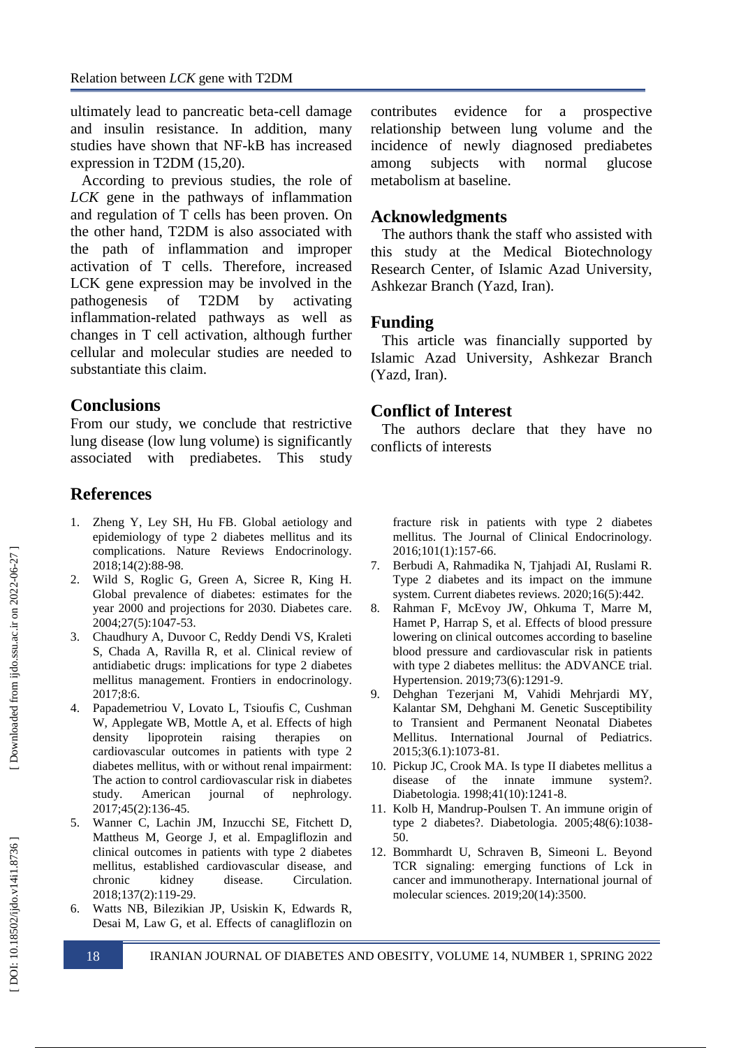ultimately lead to pancreatic beta-cell damage and insulin resistance. In addition, many studies have shown that NF-kB has increased expression in T2DM (15,20).

According to previous studies, the role of *LCK* gene in the pathways of inflammation and regulation of T cells has been proven. On the other hand, T2DM is also associated with the path of inflammation and improper activation of T cells. Therefore, increased LCK gene expression may be involved in the pathogenesis of T2DM by activating inflammation-related pathways as well as changes in T cell activation, although further cellular and molecular studies are needed to substantiate this claim.

## Conclusions

From our study, we conclude that restrictive lung disease (low lung volume) is significantly associated with prediabetes. This study contributes evidence for a prospective relationship between lung volume and the incidence of newly diagnosed prediabetes among subjects with normal glucose metabolism at baseline.

## Acknowledgments

The authors thank the staff who assisted with this study at the Medical Biotechnology Research Center, of Islamic Azad University, Ashkezar Branch (Yazd, Iran).

## Funding

This article was financially supported by Islamic Azad University, Ashkezar Branch (Yazd, Iran).

## Conflict of Interest

The authors declare that they have no conflicts of interests

## References

1. Zheng Y, Ley SH, Hu FB. Global aetiology and epidemiology of type 2 diabetes mellitus and its complications. Nature Reviews Endocrinology. 2018;14(2):88-98.
2. Wild S, Roglic G, Green A, Sicree R, King H. Global prevalence of diabetes: estimates for the year 2000 and projections for 2030. Diabetes care. 2004;27(5):1047-53.
3. Chaudhury A, Duvoor C, Reddy Dendi VS, Kraleti S, Chada A, Ravilla R, et al. Clinical review of antidiabetic drugs: implications for type 2 diabetes mellitus management. Frontiers in endocrinology. 2017;8:6.
4. Papademetriou V, Lovato L, Tsioufis C, Cushman W, Applegate WB, Mottle A, et al. Effects of high density lipoprotein raising therapies on cardiovascular outcomes in patients with type 2 diabetes mellitus, with or without renal impairment: The action to control cardiovascular risk in diabetes study. American journal of nephrology. 2017;45(2):136-45.
5. Wanner C, Lachin JM, Inzucchi SE, Fitchett D, Mattheus M, George J, et al. Empagliflozin and clinical outcomes in patients with type 2 diabetes mellitus, established cardiovascular disease, and chronic kidney disease. Circulation. 2018;137(2):119-29.
6. Watts NB, Bilezikian JP, Usiskin K, Edwards R, Desai M, Law G, et al. Effects of canagliflozin on fracture risk in patients with type 2 diabetes mellitus. The Journal of Clinical Endocrinology. 2016;101(1):157-66.
7. Berbudi A, Rahmadika N, Tjahjadi AI, Ruslami R. Type 2 diabetes and its impact on the immune system. Current diabetes reviews. 2020;16(5):442.
8. Rahman F, McEvoy JW, Ohkuma T, Marre M, Hamet P, Harrap S, et al. Effects of blood pressure lowering on clinical outcomes according to baseline blood pressure and cardiovascular risk in patients with type 2 diabetes mellitus: the ADVANCE trial. Hypertension. 2019;73(6):1291-9.
9. Dehghan Tezerjani M, Vahidi Mehrjardi MY, Kalantar SM, Dehghani M. Genetic Susceptibility to Transient and Permanent Neonatal Diabetes Mellitus. International Journal of Pediatrics. 2015;3(6.1):1073-81.
10. Pickup JC, Crook MA. Is type II diabetes mellitus a disease of the innate immune system?. Diabetologia. 1998;41(10):1241-8.
11. Kolb H, Mandrup-Poulsen T. An immune origin of type 2 diabetes?. Diabetologia. 2005;48(6):1038-50.
12. Bommhardt U, Schraven B, Simeoni L. Beyond TCR signaling: emerging functions of Lck in cancer and immunotherapy. International journal of molecular sciences. 2019;20(14):3500.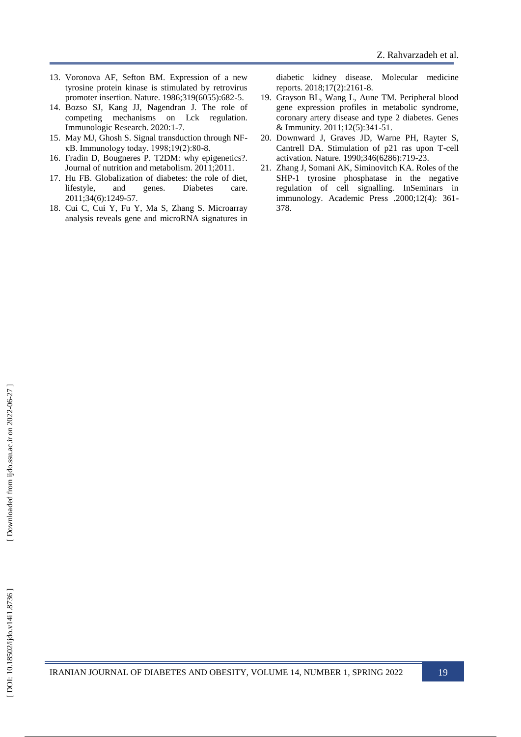13. Voronova AF, Sefton BM. Expression of a new tyrosine protein kinase is stimulated by retrovirus promoter insertion. Nature. 1986;319(6055):682-5.
14. Bozso SJ, Kang JJ, Nagendran J. The role of competing mechanisms on Lck regulation. Immunologic Research. 2020:1-7.
15. May MJ, Ghosh S. Signal transduction through NF-κB. Immunology today. 1998;19(2):80-8.
16. Fradin D, Bougneres P. T2DM: why epigenetics?. Journal of nutrition and metabolism. 2011;2011.
17. Hu FB. Globalization of diabetes: the role of diet, lifestyle, and genes. Diabetes care. 2011;34(6):1249-57.
18. Cui C, Cui Y, Fu Y, Ma S, Zhang S. Microarray analysis reveals gene and microRNA signatures in diabetic kidney disease. Molecular medicine reports. 2018;17(2):2161-8.
19. Grayson BL, Wang L, Aune TM. Peripheral blood gene expression profiles in metabolic syndrome, coronary artery disease and type 2 diabetes. Genes & Immunity. 2011;12(5):341-51.
20. Downward J, Graves JD, Warne PH, Rayter S, Cantrell DA. Stimulation of p21 ras upon T-cell activation. Nature. 1990;346(6286):719-23.
21. Zhang J, Somani AK, Siminovitch KA. Roles of the SHP-1 tyrosine phosphatase in the negative regulation of cell signalling. InSeminars in immunology. Academic Press .2000;12(4): 361-378.